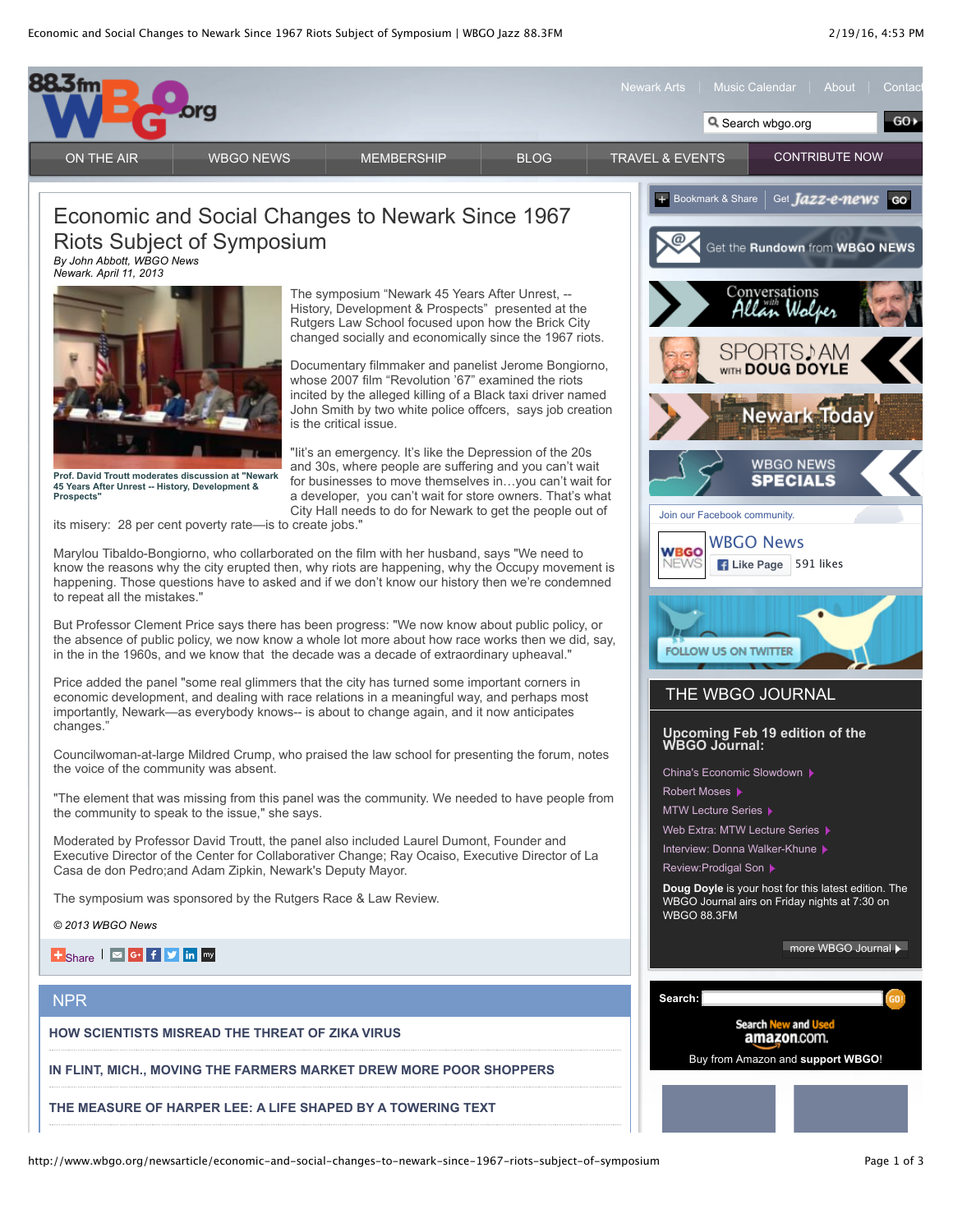# Economic and Social Changes to Newark Since 1967 Riots Subject of Symposium

*By John Abbott, WBGO News*
*Newark. April 11, 2013*

Prof. David Troutt moderates discussion at "Newark 45 Years After Unrest -- History, Development & Prospects"

The symposium "Newark 45 Years After Unrest, -- History, Development & Prospects" presented at the Rutgers Law School focused upon how the Brick City changed socially and economically since the 1967 riots.

Documentary filmmaker and panelist Jerome Bongiorno, whose 2007 film "Revolution '67" examined the riots incited by the alleged killing of a Black taxi driver named John Smith by two white police offcers, says job creation is the critical issue.

"Iit's an emergency. It's like the Depression of the 20s and 30s, where people are suffering and you can't wait for businesses to move themselves in…you can't wait for a developer, you can't wait for store owners. That's what City Hall needs to do for Newark to get the people out of its misery: 28 per cent poverty rate—is to create jobs."

Marylou Tibaldo-Bongiorno, who collarborated on the film with her husband, says "We need to know the reasons why the city erupted then, why riots are happening, why the Occupy movement is happening. Those questions have to asked and if we don't know our history then we're condemned to repeat all the mistakes."

But Professor Clement Price says there has been progress: "We now know about public policy, or the absence of public policy, we now know a whole lot more about how race works then we did, say, in the in the 1960s, and we know that the decade was a decade of extraordinary upheaval."

Price added the panel "some real glimmers that the city has turned some important corners in economic development, and dealing with race relations in a meaningful way, and perhaps most importantly, Newark—as everybody knows-- is about to change again, and it now anticipates changes."

Councilwoman-at-large Mildred Crump, who praised the law school for presenting the forum, notes the voice of the community was absent.

"The element that was missing from this panel was the community. We needed to have people from the community to speak to the issue," she says.

Moderated by Professor David Troutt, the panel also included Laurel Dumont, Founder and Executive Director of the Center for Collaborativer Change; Ray Ocaiso, Executive Director of La Casa de don Pedro;and Adam Zipkin, Newark's Deputy Mayor.

The symposium was sponsored by the Rutgers Race & Law Review.

*© 2013 WBGO News*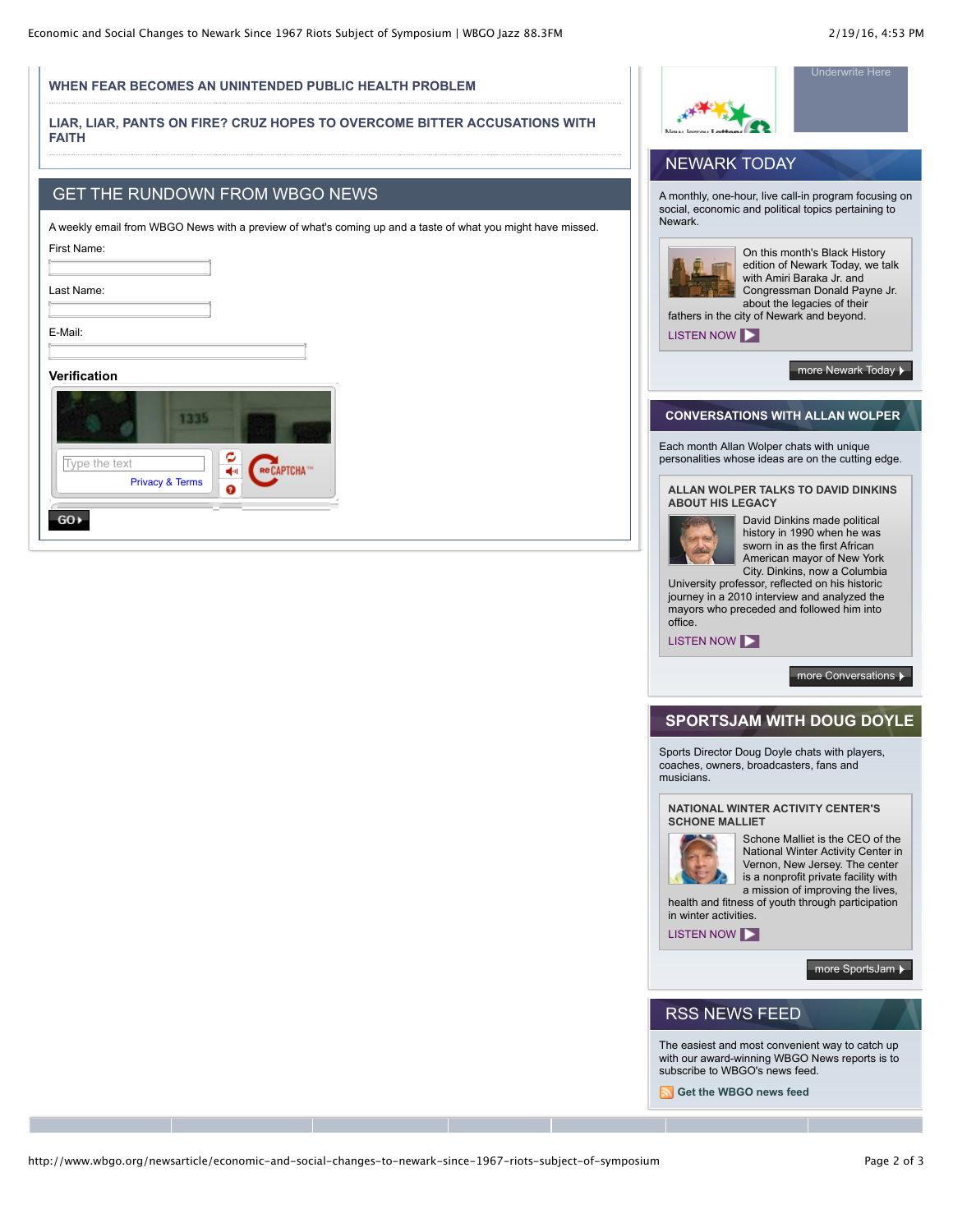**WHEN FEAR BECOMES AN UNINTENDED PUBLIC HEALTH PROBLEM**

**LIAR, LIAR, PANTS ON FIRE? CRUZ HOPES TO OVERCOME BITTER ACCUSATIONS WITH FAITH**

## GET THE RUNDOWN FROM WBGO NEWS

A weekly email from WBGO News with a preview of what's coming up and a taste of what you might have missed.

First Name:

Last Name:

E-Mail:

**Verification**

Type the text

Privacy & Terms

GO

Underwrite Here

## NEWARK TODAY

A monthly, one-hour, live call-in program focusing on social, economic and political topics pertaining to Newark.

On this month's Black History edition of Newark Today, we talk with Amiri Baraka Jr. and Congressman Donald Payne Jr. about the legacies of their fathers in the city of Newark and beyond.

LISTEN NOW

more Newark Today

## CONVERSATIONS WITH ALLAN WOLPER

Each month Allan Wolper chats with unique personalities whose ideas are on the cutting edge.

**ALLAN WOLPER TALKS TO DAVID DINKINS ABOUT HIS LEGACY**

David Dinkins made political history in 1990 when he was sworn in as the first African American mayor of New York City. Dinkins, now a Columbia University professor, reflected on his historic journey in a 2010 interview and analyzed the mayors who preceded and followed him into office.

LISTEN NOW

more Conversations

## SPORTSJAM WITH DOUG DOYLE

Sports Director Doug Doyle chats with players, coaches, owners, broadcasters, fans and musicians.

**NATIONAL WINTER ACTIVITY CENTER'S SCHONE MALLIET**

Schone Malliet is the CEO of the National Winter Activity Center in Vernon, New Jersey. The center is a nonprofit private facility with a mission of improving the lives, health and fitness of youth through participation in winter activities.

LISTEN NOW

more SportsJam

## RSS NEWS FEED

The easiest and most convenient way to catch up with our award-winning WBGO News reports is to subscribe to WBGO's news feed.

**Get the WBGO news feed**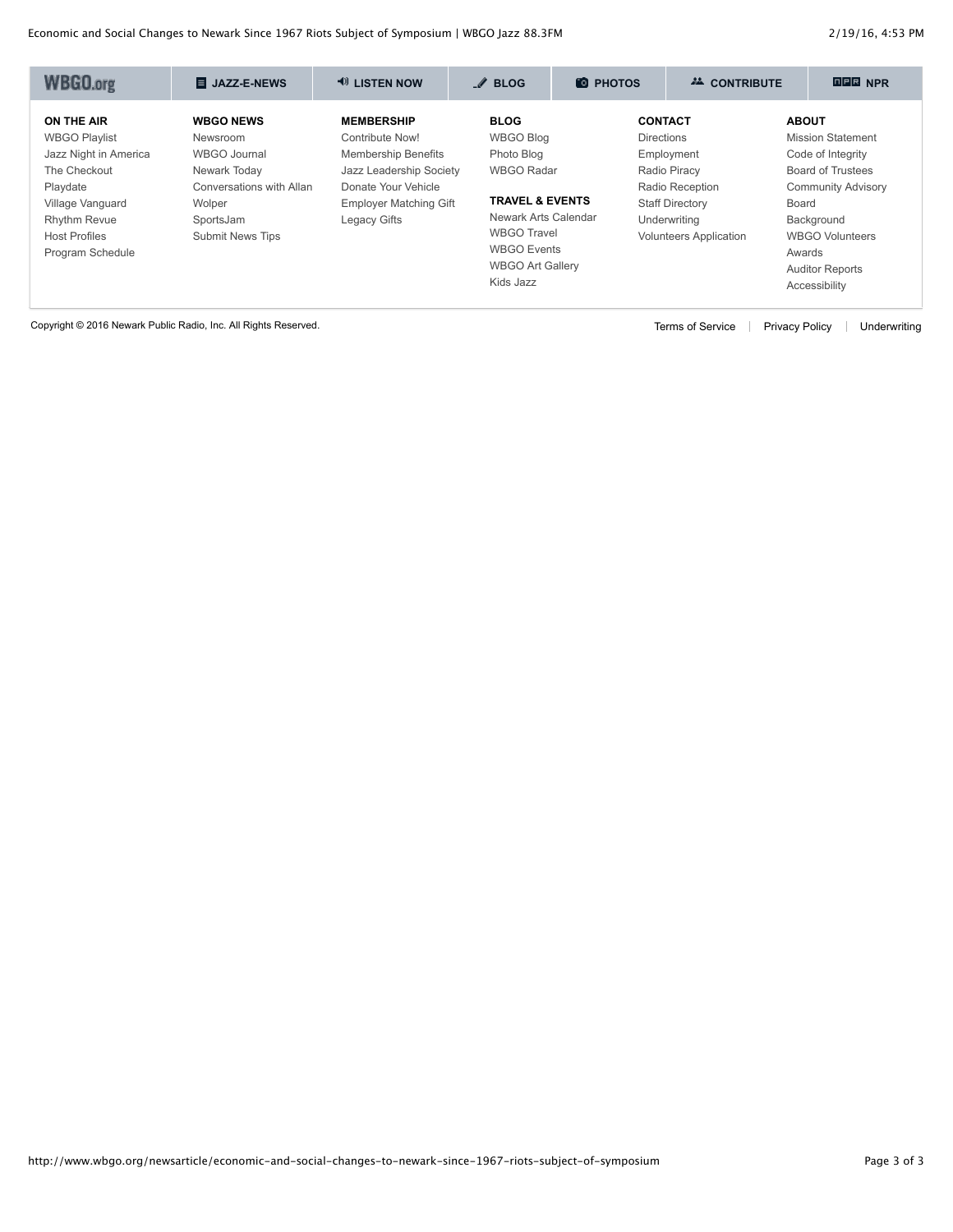WBGO.org | JAZZ-E-NEWS | LISTEN NOW | BLOG | PHOTOS | CONTRIBUTE | NPR

**ON THE AIR**
WBGO Playlist
Jazz Night in America
The Checkout
Playdate
Village Vanguard
Rhythm Revue
Host Profiles
Program Schedule

**WBGO NEWS**
Newsroom
WBGO Journal
Newark Today
Conversations with Allan Wolper
SportsJam
Submit News Tips

**MEMBERSHIP**
Contribute Now!
Membership Benefits
Jazz Leadership Society
Donate Your Vehicle
Employer Matching Gift
Legacy Gifts

**BLOG**
WBGO Blog
Photo Blog
WBGO Radar

**TRAVEL & EVENTS**
Newark Arts Calendar
WBGO Travel
WBGO Events
WBGO Art Gallery
Kids Jazz

**CONTACT**
Directions
Employment
Radio Piracy
Radio Reception
Staff Directory
Underwriting
Volunteers Application

**ABOUT**
Mission Statement
Code of Integrity
Board of Trustees
Community Advisory Board
Background
WBGO Volunteers
Awards
Auditor Reports
Accessibility

Copyright © 2016 Newark Public Radio, Inc. All Rights Reserved.

Terms of Service | Privacy Policy | Underwriting